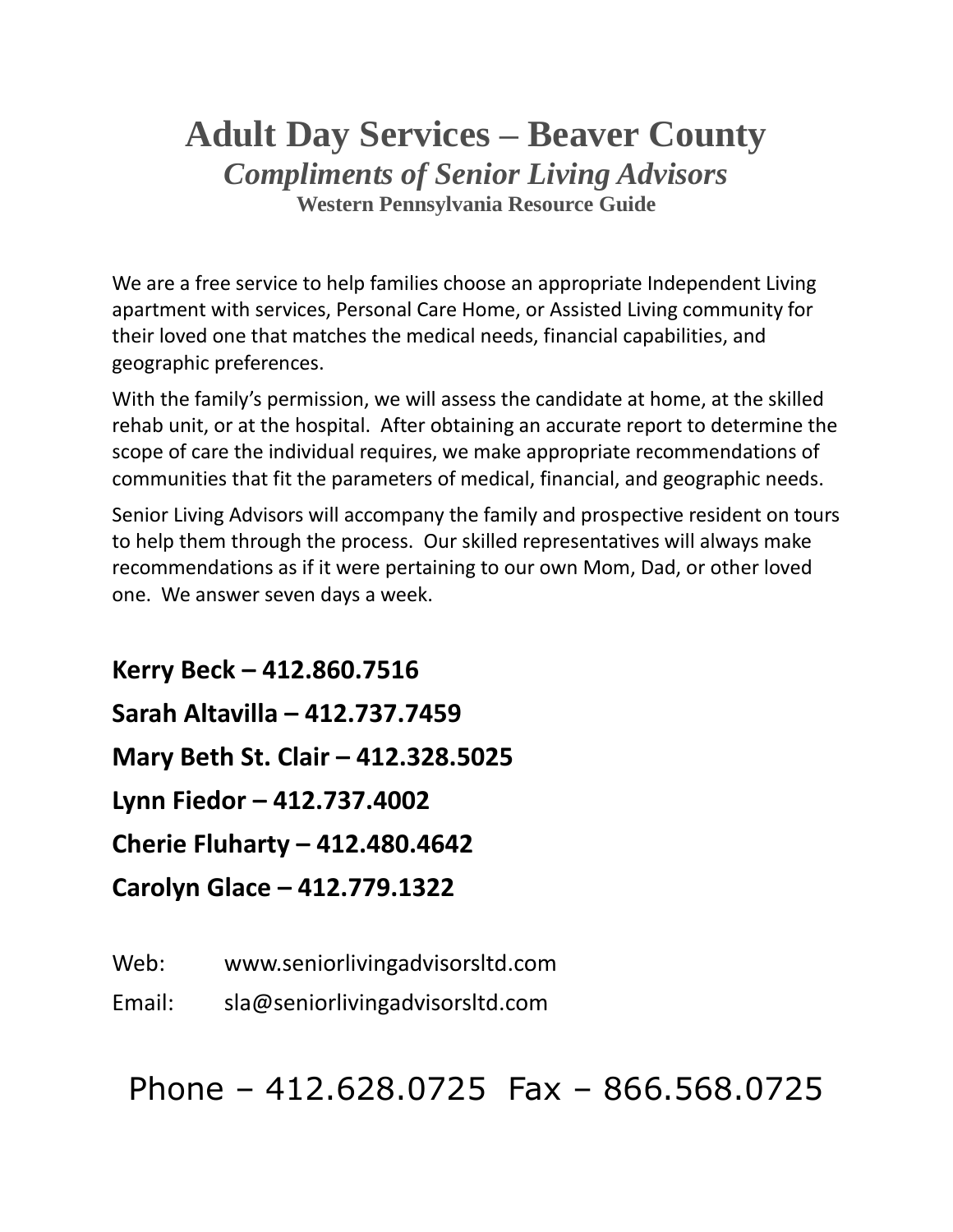# Adult Day Services – Beaver County

## *Compliments of Senior Living Advisors*

### Western Pennsylvania Resource Guide

We are a free service to help families choose an appropriate Independent Living apartment with services, Personal Care Home, or Assisted Living community for their loved one that matches the medical needs, financial capabilities, and geographic preferences.

With the family's permission, we will assess the candidate at home, at the skilled rehab unit, or at the hospital. After obtaining an accurate report to determine the scope of care the individual requires, we make appropriate recommendations of communities that fit the parameters of medical, financial, and geographic needs.

Senior Living Advisors will accompany the family and prospective resident on tours to help them through the process. Our skilled representatives will always make recommendations as if it were pertaining to our own Mom, Dad, or other loved one. We answer seven days a week.

**Kerry Beck – 412.860.7516**

**Sarah Altavilla – 412.737.7459**

**Mary Beth St. Clair – 412.328.5025**

**Lynn Fiedor – 412.737.4002**

**Cherie Fluharty – 412.480.4642**

**Carolyn Glace – 412.779.1322**

Web: www.seniorlivingadvisorsltd.com

Email: sla@seniorlivingadvisorsltd.com

Phone – 412.628.0725 Fax – 866.568.0725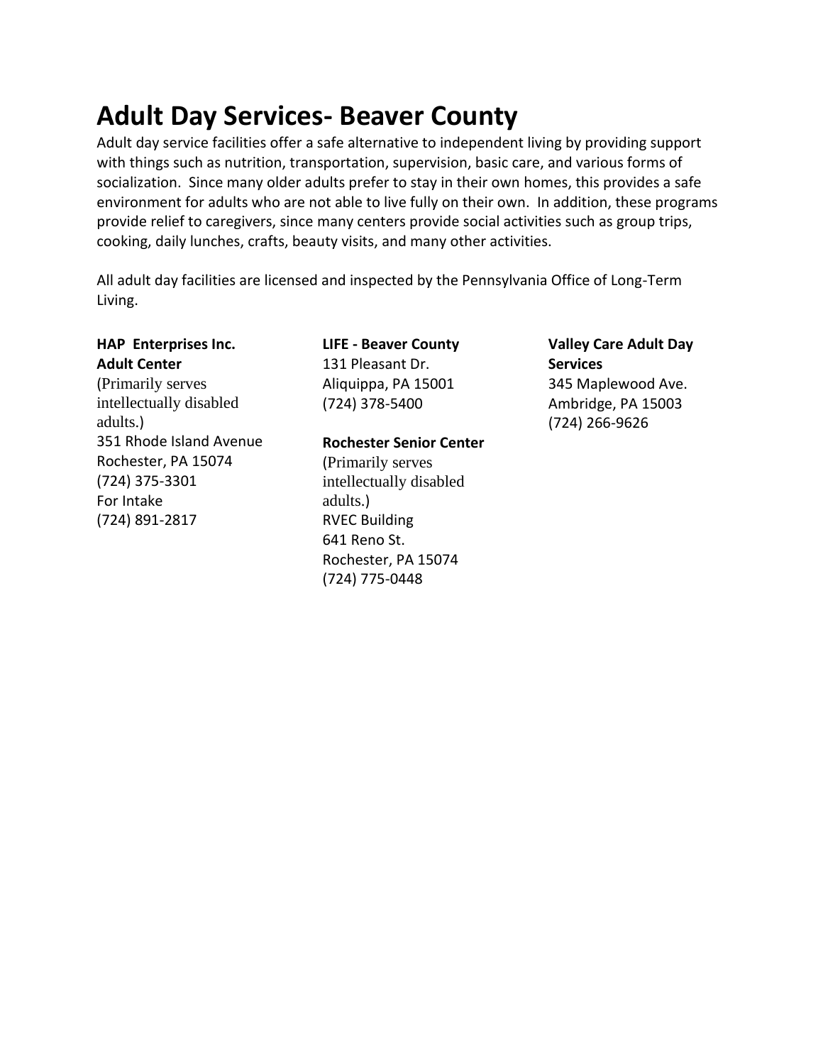# Adult Day Services- Beaver County

Adult day service facilities offer a safe alternative to independent living by providing support with things such as nutrition, transportation, supervision, basic care, and various forms of socialization. Since many older adults prefer to stay in their own homes, this provides a safe environment for adults who are not able to live fully on their own. In addition, these programs provide relief to caregivers, since many centers provide social activities such as group trips, cooking, daily lunches, crafts, beauty visits, and many other activities.

All adult day facilities are licensed and inspected by the Pennsylvania Office of Long-Term Living.

**HAP Enterprises Inc. Adult Center**
(Primarily serves intellectually disabled adults.)
351 Rhode Island Avenue
Rochester, PA 15074
(724) 375-3301
For Intake
(724) 891-2817

**LIFE - Beaver County**
131 Pleasant Dr.
Aliquippa, PA 15001
(724) 378-5400

**Rochester Senior Center**
(Primarily serves intellectually disabled adults.)
RVEC Building
641 Reno St.
Rochester, PA 15074
(724) 775-0448

**Valley Care Adult Day Services**
345 Maplewood Ave.
Ambridge, PA 15003
(724) 266-9626